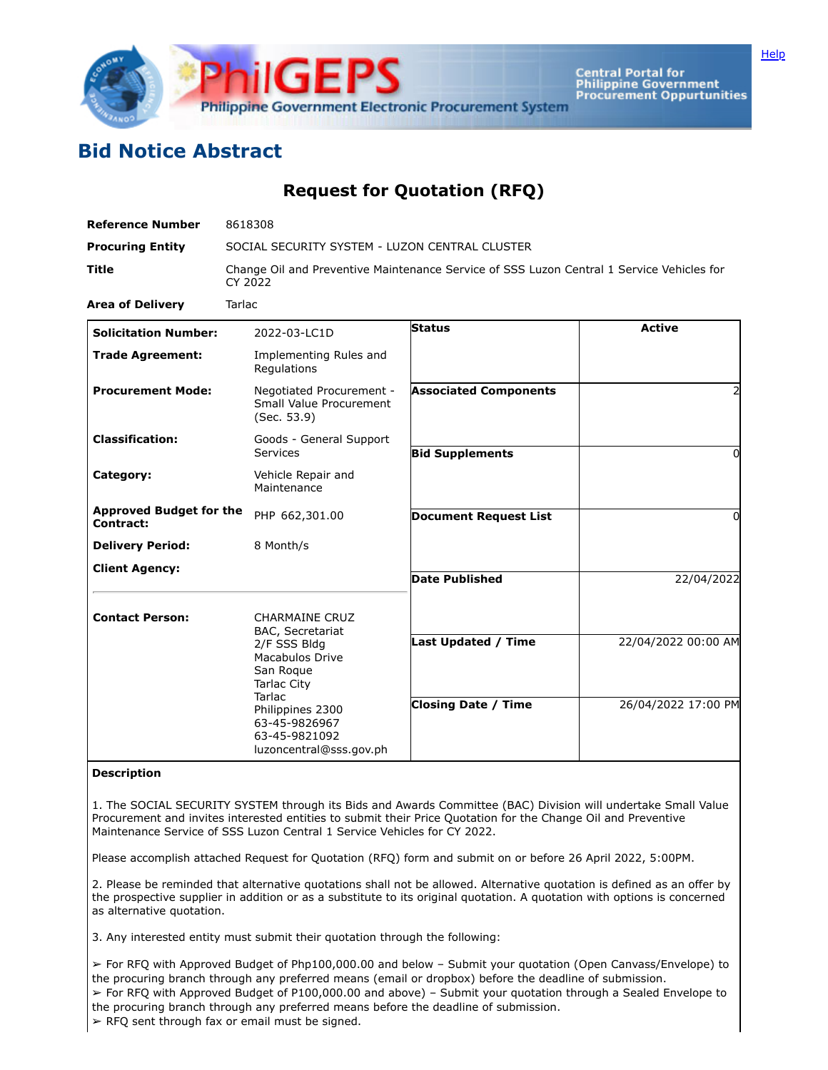# Bid Notice Abstract

## Request for Quotation (RFQ)

| | |
|---|---|
| **Reference Number** | 8618308 |
| **Procuring Entity** | SOCIAL SECURITY SYSTEM - LUZON CENTRAL CLUSTER |
| **Title** | Change Oil and Preventive Maintenance Service of SSS Luzon Central 1 Service Vehicles for CY 2022 |
| **Area of Delivery** | Tarlac |

| | | | |
|---|---|---|---|
| **Solicitation Number:** | 2022-03-LC1D | **Status** | Active |
| **Trade Agreement:** | Implementing Rules and Regulations | | |
| **Procurement Mode:** | Negotiated Procurement - Small Value Procurement (Sec. 53.9) | **Associated Components** | 2 |
| **Classification:** | Goods - General Support Services | **Bid Supplements** | 0 |
| **Category:** | Vehicle Repair and Maintenance | | |
| **Approved Budget for the Contract:** | PHP 662,301.00 | **Document Request List** | 0 |
| **Delivery Period:** | 8 Month/s | | |
| **Client Agency:** | | **Date Published** | 22/04/2022 |
| **Contact Person:** | CHARMAINE CRUZ<br>BAC, Secretariat<br>2/F SSS Bldg<br>Macabulos Drive<br>San Roque<br>Tarlac City<br>Tarlac<br>Philippines 2300<br>63-45-9826967<br>63-45-9821092<br>luzoncentral@sss.gov.ph | **Last Updated / Time** | 22/04/2022 00:00 AM |
| | | **Closing Date / Time** | 26/04/2022 17:00 PM |

**Description**

1. The SOCIAL SECURITY SYSTEM through its Bids and Awards Committee (BAC) Division will undertake Small Value Procurement and invites interested entities to submit their Price Quotation for the Change Oil and Preventive Maintenance Service of SSS Luzon Central 1 Service Vehicles for CY 2022.

Please accomplish attached Request for Quotation (RFQ) form and submit on or before 26 April 2022, 5:00PM.

2. Please be reminded that alternative quotations shall not be allowed. Alternative quotation is defined as an offer by the prospective supplier in addition or as a substitute to its original quotation. A quotation with options is concerned as alternative quotation.

3. Any interested entity must submit their quotation through the following:

➢ For RFQ with Approved Budget of Php100,000.00 and below – Submit your quotation (Open Canvass/Envelope) to the procuring branch through any preferred means (email or dropbox) before the deadline of submission.
➢ For RFQ with Approved Budget of P100,000.00 and above) – Submit your quotation through a Sealed Envelope to the procuring branch through any preferred means before the deadline of submission.
➢ RFQ sent through fax or email must be signed.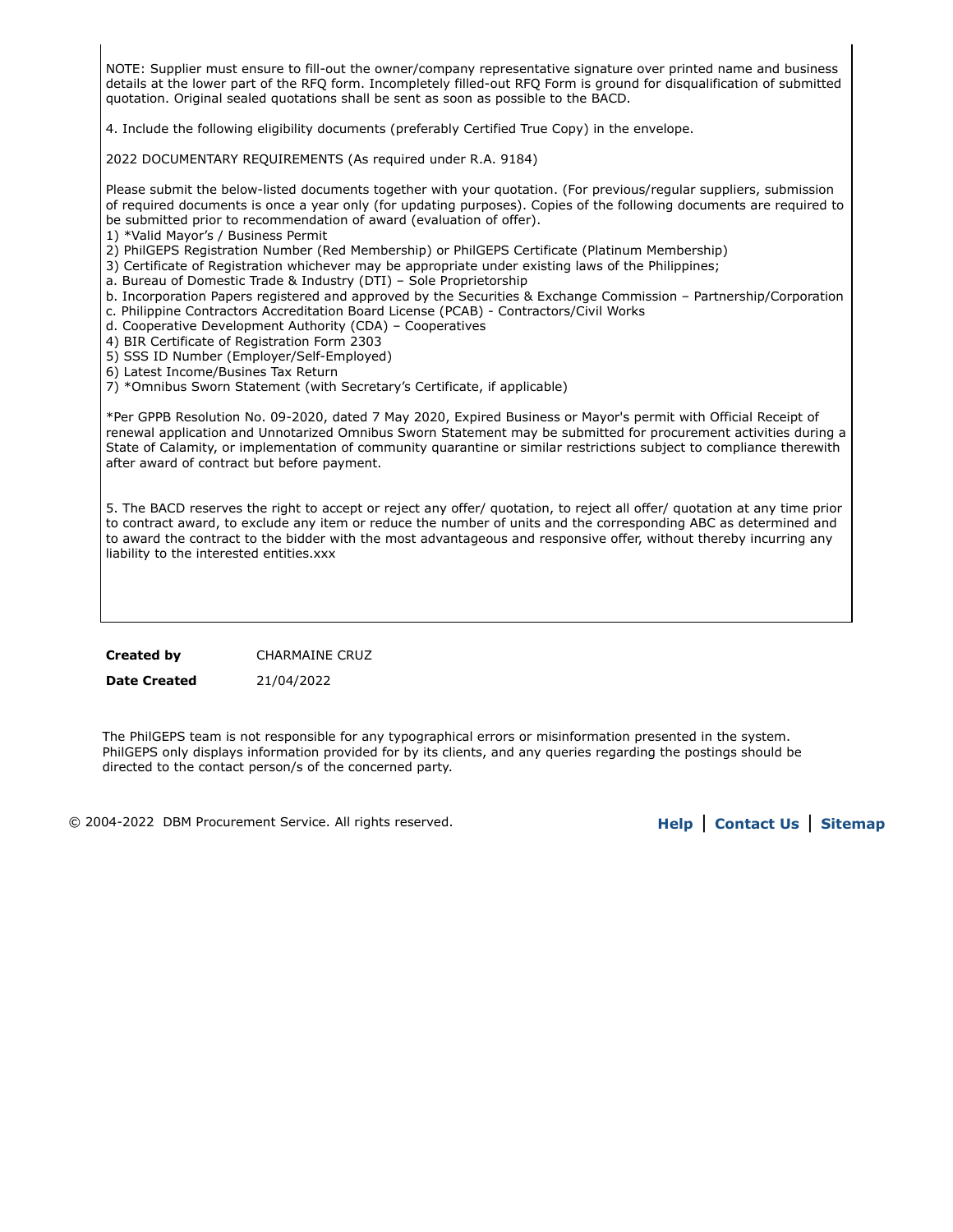NOTE: Supplier must ensure to fill-out the owner/company representative signature over printed name and business details at the lower part of the RFQ form. Incompletely filled-out RFQ Form is ground for disqualification of submitted quotation. Original sealed quotations shall be sent as soon as possible to the BACD.

4. Include the following eligibility documents (preferably Certified True Copy) in the envelope.

2022 DOCUMENTARY REQUIREMENTS (As required under R.A. 9184)

Please submit the below-listed documents together with your quotation. (For previous/regular suppliers, submission of required documents is once a year only (for updating purposes). Copies of the following documents are required to be submitted prior to recommendation of award (evaluation of offer).
1) *Valid Mayor's / Business Permit
2) PhilGEPS Registration Number (Red Membership) or PhilGEPS Certificate (Platinum Membership)
3) Certificate of Registration whichever may be appropriate under existing laws of the Philippines;
a. Bureau of Domestic Trade & Industry (DTI) – Sole Proprietorship
b. Incorporation Papers registered and approved by the Securities & Exchange Commission – Partnership/Corporation
c. Philippine Contractors Accreditation Board License (PCAB) - Contractors/Civil Works
d. Cooperative Development Authority (CDA) – Cooperatives
4) BIR Certificate of Registration Form 2303
5) SSS ID Number (Employer/Self-Employed)
6) Latest Income/Busines Tax Return
7) *Omnibus Sworn Statement (with Secretary's Certificate, if applicable)

*Per GPPB Resolution No. 09-2020, dated 7 May 2020, Expired Business or Mayor's permit with Official Receipt of renewal application and Unnotarized Omnibus Sworn Statement may be submitted for procurement activities during a State of Calamity, or implementation of community quarantine or similar restrictions subject to compliance therewith after award of contract but before payment.

5. The BACD reserves the right to accept or reject any offer/ quotation, to reject all offer/ quotation at any time prior to contract award, to exclude any item or reduce the number of units and the corresponding ABC as determined and to award the contract to the bidder with the most advantageous and responsive offer, without thereby incurring any liability to the interested entities.xxx

| | |
|---|---|
| **Created by** | CHARMAINE CRUZ |
| **Date Created** | 21/04/2022 |

The PhilGEPS team is not responsible for any typographical errors or misinformation presented in the system. PhilGEPS only displays information provided for by its clients, and any queries regarding the postings should be directed to the contact person/s of the concerned party.

© 2004-2022 DBM Procurement Service. All rights reserved.

**Help** | **Contact Us** | **Sitemap**